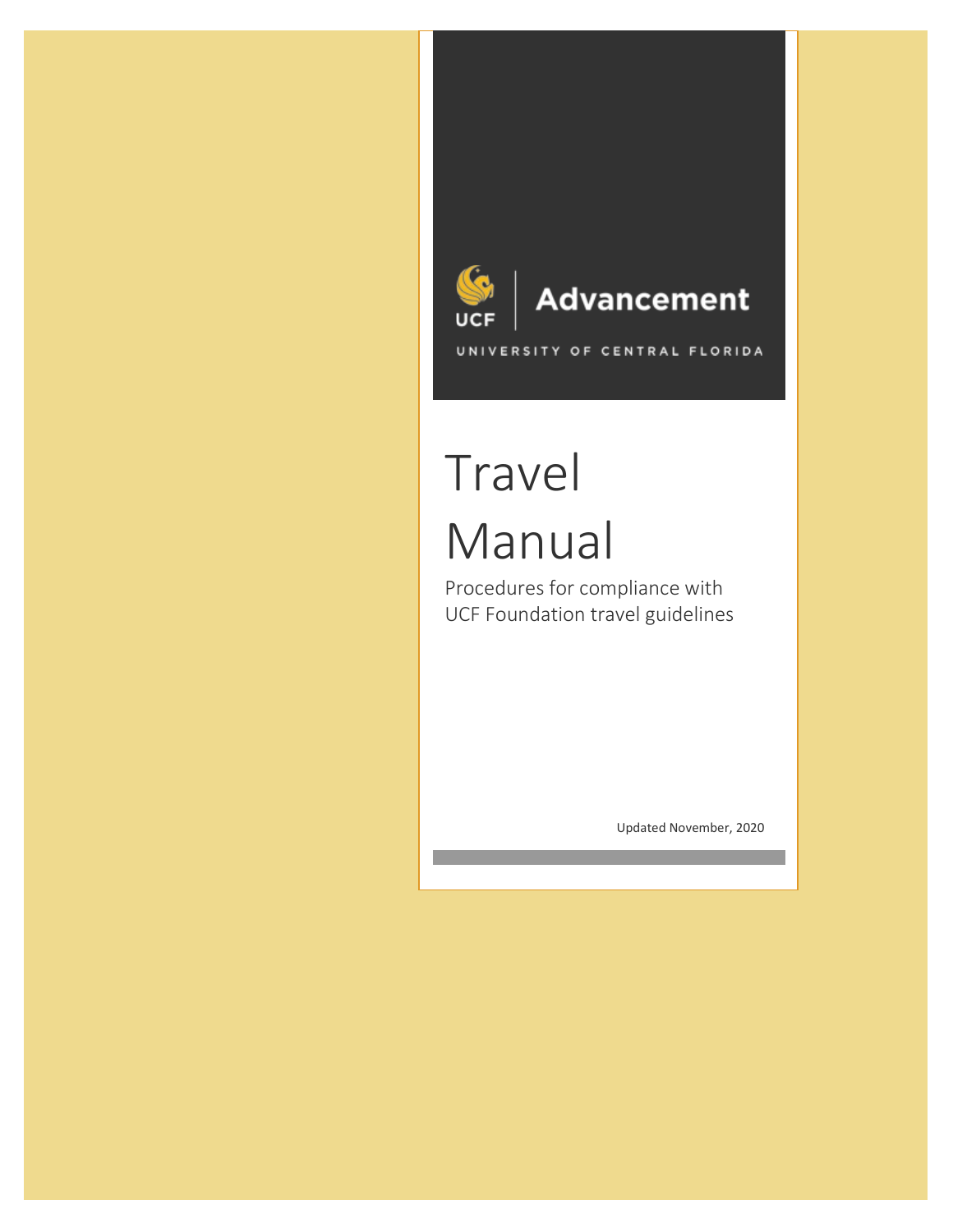UCF | Advancement

UNIVERSITY OF CENTRAL FLORIDA

# Travel Manual

Procedures for compliance with UCF Foundation travel guidelines

Updated November, 2020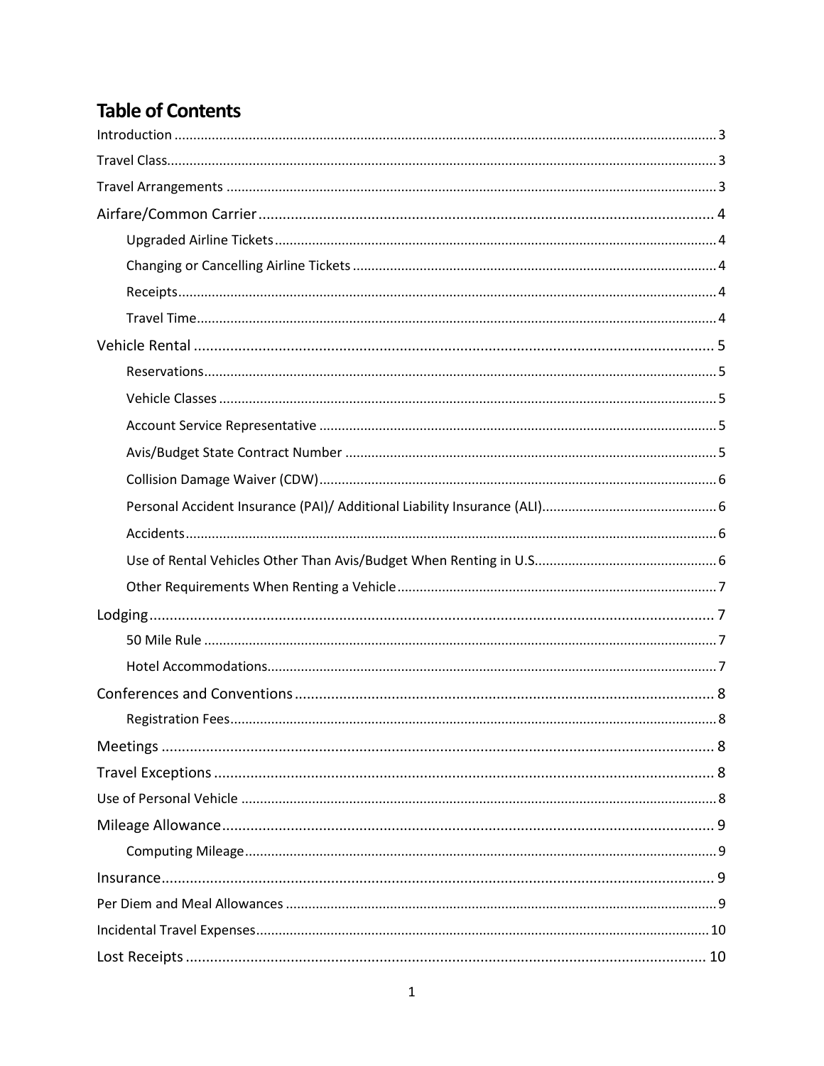# Table of Contents

Introduction ............ 3

Travel Class ............ 3

Travel Arrangements ............ 3

Airfare/Common Carrier ............ 4

- Upgraded Airline Tickets ............ 4
- Changing or Cancelling Airline Tickets ............ 4
- Receipts ............ 4
- Travel Time ............ 4

Vehicle Rental ............ 5

- Reservations ............ 5
- Vehicle Classes ............ 5
- Account Service Representative ............ 5
- Avis/Budget State Contract Number ............ 5
- Collision Damage Waiver (CDW) ............ 6
- Personal Accident Insurance (PAI)/ Additional Liability Insurance (ALI) ............ 6
- Accidents ............ 6
- Use of Rental Vehicles Other Than Avis/Budget When Renting in U.S. ............ 6
- Other Requirements When Renting a Vehicle ............ 7

Lodging ............ 7

- 50 Mile Rule ............ 7
- Hotel Accommodations ............ 7

Conferences and Conventions ............ 8

- Registration Fees ............ 8

Meetings ............ 8

Travel Exceptions ............ 8

Use of Personal Vehicle ............ 8

Mileage Allowance ............ 9

- Computing Mileage ............ 9

Insurance ............ 9

Per Diem and Meal Allowances ............ 9

Incidental Travel Expenses ............ 10

Lost Receipts ............ 10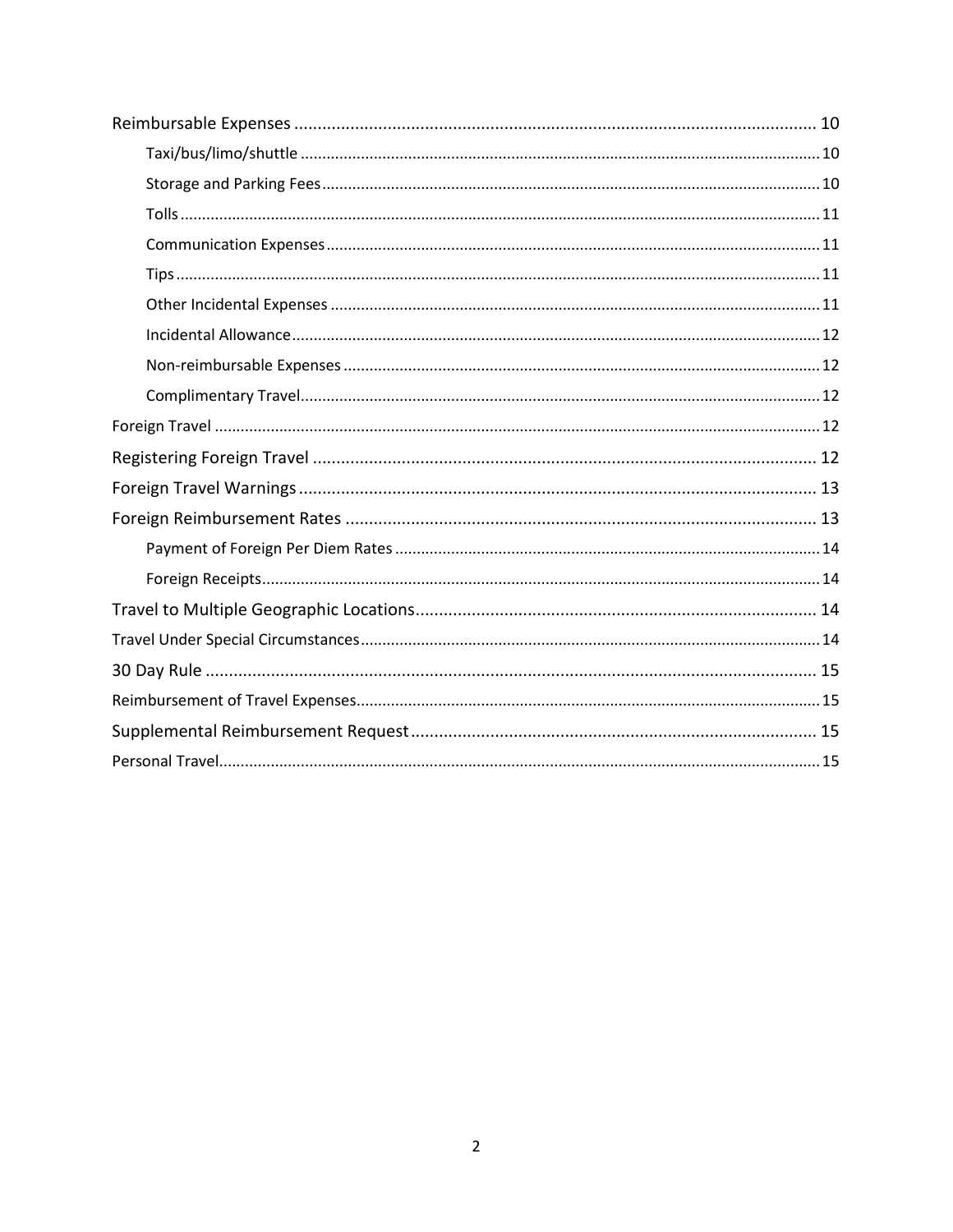Reimbursable Expenses ..... 10

- Taxi/bus/limo/shuttle ..... 10
- Storage and Parking Fees ..... 10
- Tolls ..... 11
- Communication Expenses ..... 11
- Tips ..... 11
- Other Incidental Expenses ..... 11
- Incidental Allowance ..... 12
- Non-reimbursable Expenses ..... 12
- Complimentary Travel ..... 12

Foreign Travel ..... 12

Registering Foreign Travel ..... 12

Foreign Travel Warnings ..... 13

Foreign Reimbursement Rates ..... 13

- Payment of Foreign Per Diem Rates ..... 14
- Foreign Receipts ..... 14

Travel to Multiple Geographic Locations ..... 14

Travel Under Special Circumstances ..... 14

30 Day Rule ..... 15

Reimbursement of Travel Expenses ..... 15

Supplemental Reimbursement Request ..... 15

Personal Travel ..... 15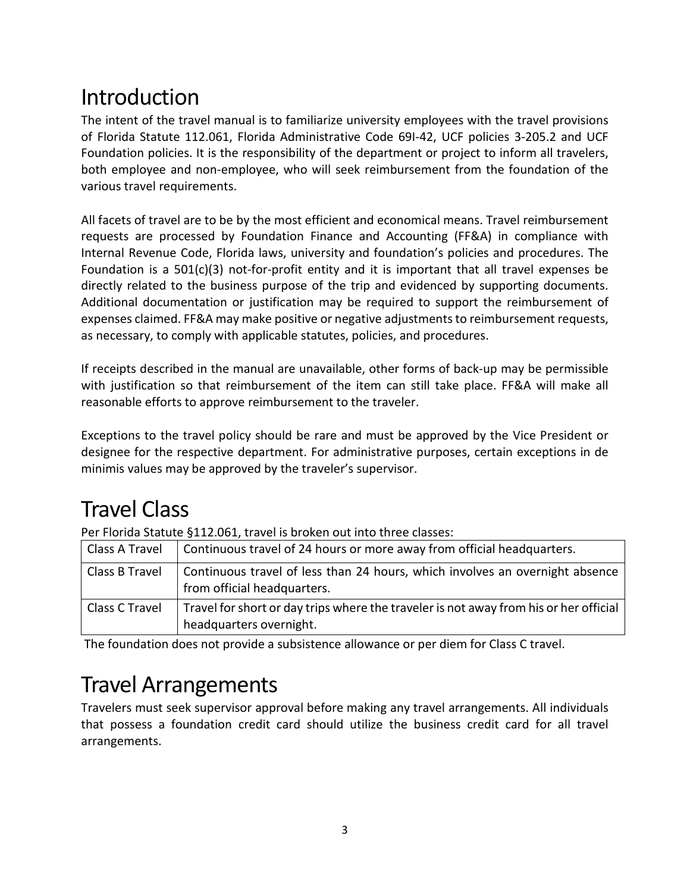# Introduction

The intent of the travel manual is to familiarize university employees with the travel provisions of Florida Statute 112.061, Florida Administrative Code 69I-42, UCF policies 3-205.2 and UCF Foundation policies. It is the responsibility of the department or project to inform all travelers, both employee and non-employee, who will seek reimbursement from the foundation of the various travel requirements.

All facets of travel are to be by the most efficient and economical means. Travel reimbursement requests are processed by Foundation Finance and Accounting (FF&A) in compliance with Internal Revenue Code, Florida laws, university and foundation's policies and procedures. The Foundation is a 501(c)(3) not-for-profit entity and it is important that all travel expenses be directly related to the business purpose of the trip and evidenced by supporting documents. Additional documentation or justification may be required to support the reimbursement of expenses claimed. FF&A may make positive or negative adjustments to reimbursement requests, as necessary, to comply with applicable statutes, policies, and procedures.

If receipts described in the manual are unavailable, other forms of back-up may be permissible with justification so that reimbursement of the item can still take place. FF&A will make all reasonable efforts to approve reimbursement to the traveler.

Exceptions to the travel policy should be rare and must be approved by the Vice President or designee for the respective department. For administrative purposes, certain exceptions in de minimis values may be approved by the traveler's supervisor.

# Travel Class

Per Florida Statute §112.061, travel is broken out into three classes:

| | |
|---|---|
| Class A Travel | Continuous travel of 24 hours or more away from official headquarters. |
| Class B Travel | Continuous travel of less than 24 hours, which involves an overnight absence from official headquarters. |
| Class C Travel | Travel for short or day trips where the traveler is not away from his or her official headquarters overnight. |

The foundation does not provide a subsistence allowance or per diem for Class C travel.

# Travel Arrangements

Travelers must seek supervisor approval before making any travel arrangements. All individuals that possess a foundation credit card should utilize the business credit card for all travel arrangements.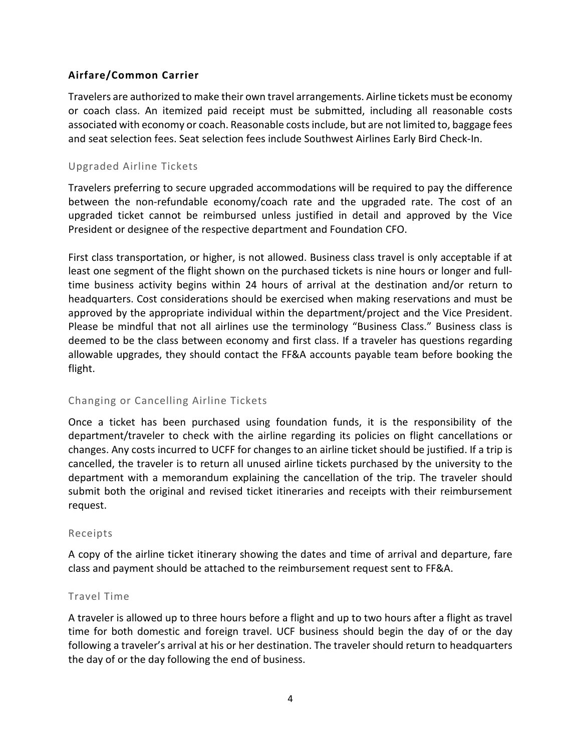## Airfare/Common Carrier

Travelers are authorized to make their own travel arrangements. Airline tickets must be economy or coach class. An itemized paid receipt must be submitted, including all reasonable costs associated with economy or coach. Reasonable costs include, but are not limited to, baggage fees and seat selection fees. Seat selection fees include Southwest Airlines Early Bird Check-In.

### Upgraded Airline Tickets

Travelers preferring to secure upgraded accommodations will be required to pay the difference between the non-refundable economy/coach rate and the upgraded rate. The cost of an upgraded ticket cannot be reimbursed unless justified in detail and approved by the Vice President or designee of the respective department and Foundation CFO.

First class transportation, or higher, is not allowed. Business class travel is only acceptable if at least one segment of the flight shown on the purchased tickets is nine hours or longer and full-time business activity begins within 24 hours of arrival at the destination and/or return to headquarters. Cost considerations should be exercised when making reservations and must be approved by the appropriate individual within the department/project and the Vice President. Please be mindful that not all airlines use the terminology "Business Class." Business class is deemed to be the class between economy and first class. If a traveler has questions regarding allowable upgrades, they should contact the FF&A accounts payable team before booking the flight.

### Changing or Cancelling Airline Tickets

Once a ticket has been purchased using foundation funds, it is the responsibility of the department/traveler to check with the airline regarding its policies on flight cancellations or changes. Any costs incurred to UCFF for changes to an airline ticket should be justified. If a trip is cancelled, the traveler is to return all unused airline tickets purchased by the university to the department with a memorandum explaining the cancellation of the trip. The traveler should submit both the original and revised ticket itineraries and receipts with their reimbursement request.

### Receipts

A copy of the airline ticket itinerary showing the dates and time of arrival and departure, fare class and payment should be attached to the reimbursement request sent to FF&A.

### Travel Time

A traveler is allowed up to three hours before a flight and up to two hours after a flight as travel time for both domestic and foreign travel. UCF business should begin the day of or the day following a traveler's arrival at his or her destination. The traveler should return to headquarters the day of or the day following the end of business.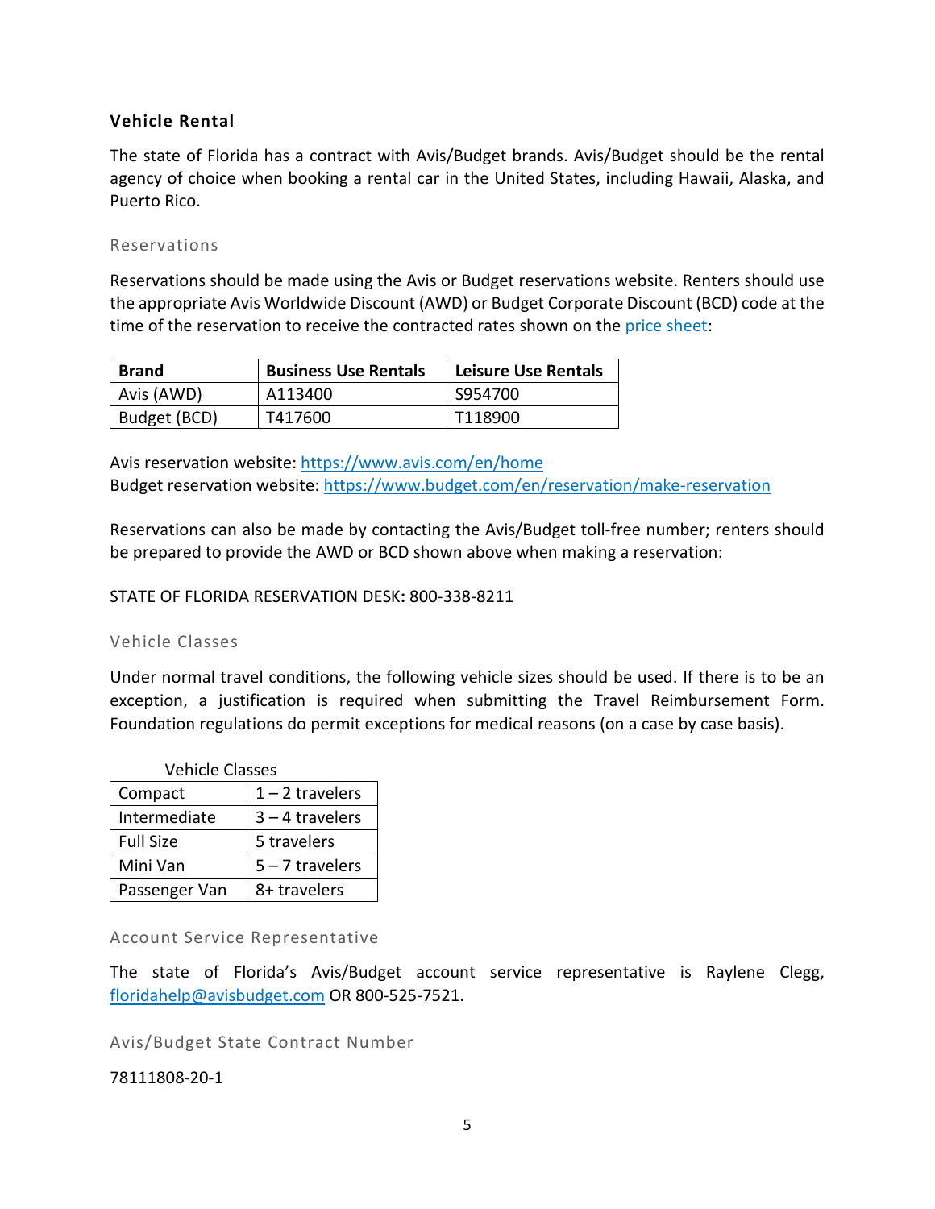## Vehicle Rental

The state of Florida has a contract with Avis/Budget brands. Avis/Budget should be the rental agency of choice when booking a rental car in the United States, including Hawaii, Alaska, and Puerto Rico.

### Reservations

Reservations should be made using the Avis or Budget reservations website. Renters should use the appropriate Avis Worldwide Discount (AWD) or Budget Corporate Discount (BCD) code at the time of the reservation to receive the contracted rates shown on the price sheet:

| Brand | Business Use Rentals | Leisure Use Rentals |
|---|---|---|
| Avis (AWD) | A113400 | S954700 |
| Budget (BCD) | T417600 | T118900 |

Avis reservation website: https://www.avis.com/en/home
Budget reservation website: https://www.budget.com/en/reservation/make-reservation

Reservations can also be made by contacting the Avis/Budget toll-free number; renters should be prepared to provide the AWD or BCD shown above when making a reservation:

STATE OF FLORIDA RESERVATION DESK**:** 800-338-8211

### Vehicle Classes

Under normal travel conditions, the following vehicle sizes should be used. If there is to be an exception, a justification is required when submitting the Travel Reimbursement Form. Foundation regulations do permit exceptions for medical reasons (on a case by case basis).

Vehicle Classes

| Vehicle Class | Travelers |
|---|---|
| Compact | 1 – 2 travelers |
| Intermediate | 3 – 4 travelers |
| Full Size | 5 travelers |
| Mini Van | 5 – 7 travelers |
| Passenger Van | 8+ travelers |

### Account Service Representative

The state of Florida's Avis/Budget account service representative is Raylene Clegg, floridahelp@avisbudget.com OR 800-525-7521.

### Avis/Budget State Contract Number

78111808-20-1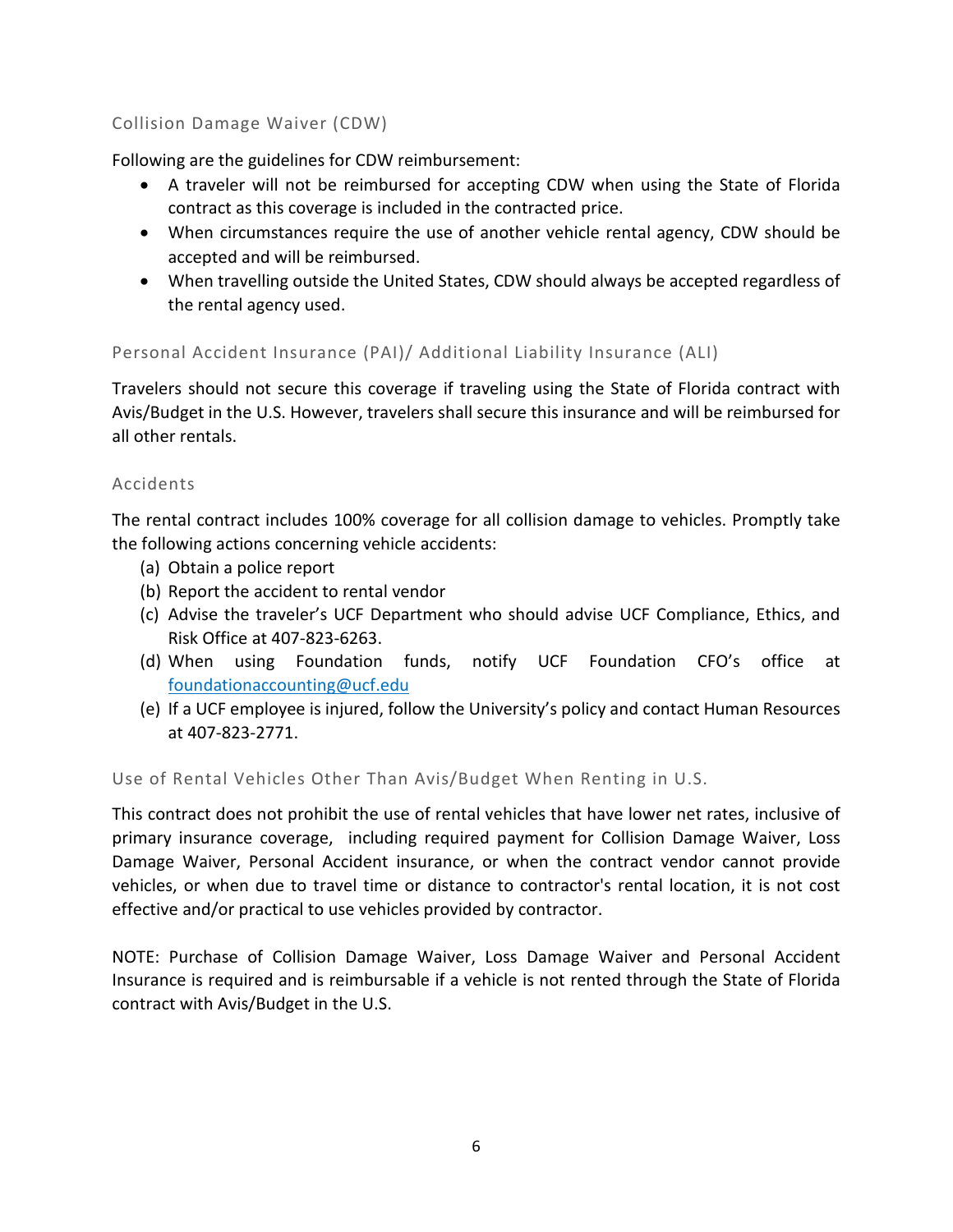### Collision Damage Waiver (CDW)

Following are the guidelines for CDW reimbursement:

- A traveler will not be reimbursed for accepting CDW when using the State of Florida contract as this coverage is included in the contracted price.
- When circumstances require the use of another vehicle rental agency, CDW should be accepted and will be reimbursed.
- When travelling outside the United States, CDW should always be accepted regardless of the rental agency used.

### Personal Accident Insurance (PAI)/ Additional Liability Insurance (ALI)

Travelers should not secure this coverage if traveling using the State of Florida contract with Avis/Budget in the U.S. However, travelers shall secure this insurance and will be reimbursed for all other rentals.

### Accidents

The rental contract includes 100% coverage for all collision damage to vehicles. Promptly take the following actions concerning vehicle accidents:

(a) Obtain a police report
(b) Report the accident to rental vendor
(c) Advise the traveler's UCF Department who should advise UCF Compliance, Ethics, and Risk Office at 407-823-6263.
(d) When using Foundation funds, notify UCF Foundation CFO's office at foundationaccounting@ucf.edu
(e) If a UCF employee is injured, follow the University's policy and contact Human Resources at 407-823-2771.

### Use of Rental Vehicles Other Than Avis/Budget When Renting in U.S.

This contract does not prohibit the use of rental vehicles that have lower net rates, inclusive of primary insurance coverage, including required payment for Collision Damage Waiver, Loss Damage Waiver, Personal Accident insurance, or when the contract vendor cannot provide vehicles, or when due to travel time or distance to contractor's rental location, it is not cost effective and/or practical to use vehicles provided by contractor.

NOTE: Purchase of Collision Damage Waiver, Loss Damage Waiver and Personal Accident Insurance is required and is reimbursable if a vehicle is not rented through the State of Florida contract with Avis/Budget in the U.S.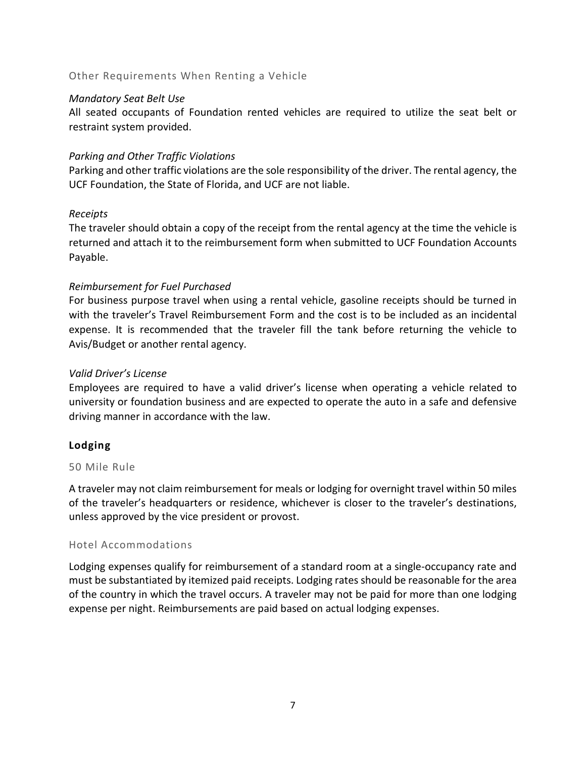### Other Requirements When Renting a Vehicle

*Mandatory Seat Belt Use*

All seated occupants of Foundation rented vehicles are required to utilize the seat belt or restraint system provided.

*Parking and Other Traffic Violations*

Parking and other traffic violations are the sole responsibility of the driver. The rental agency, the UCF Foundation, the State of Florida, and UCF are not liable.

*Receipts*

The traveler should obtain a copy of the receipt from the rental agency at the time the vehicle is returned and attach it to the reimbursement form when submitted to UCF Foundation Accounts Payable.

*Reimbursement for Fuel Purchased*

For business purpose travel when using a rental vehicle, gasoline receipts should be turned in with the traveler's Travel Reimbursement Form and the cost is to be included as an incidental expense. It is recommended that the traveler fill the tank before returning the vehicle to Avis/Budget or another rental agency.

*Valid Driver's License*

Employees are required to have a valid driver's license when operating a vehicle related to university or foundation business and are expected to operate the auto in a safe and defensive driving manner in accordance with the law.

## Lodging

### 50 Mile Rule

A traveler may not claim reimbursement for meals or lodging for overnight travel within 50 miles of the traveler's headquarters or residence, whichever is closer to the traveler's destinations, unless approved by the vice president or provost.

### Hotel Accommodations

Lodging expenses qualify for reimbursement of a standard room at a single-occupancy rate and must be substantiated by itemized paid receipts. Lodging rates should be reasonable for the area of the country in which the travel occurs. A traveler may not be paid for more than one lodging expense per night. Reimbursements are paid based on actual lodging expenses.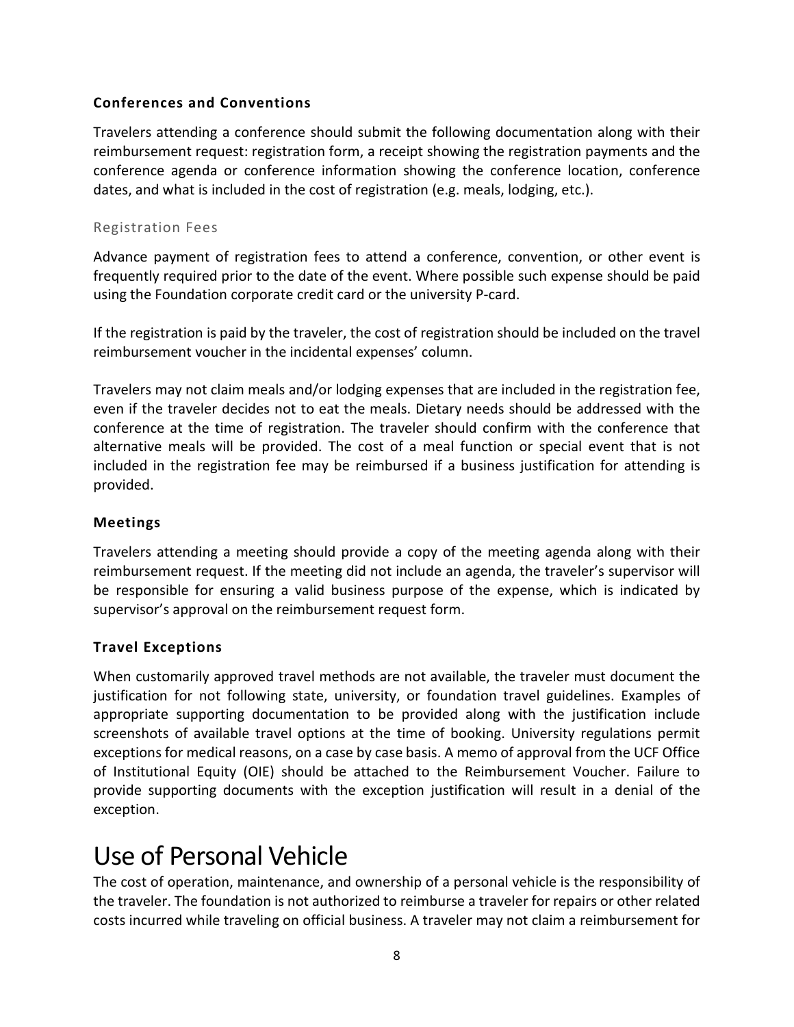### Conferences and Conventions

Travelers attending a conference should submit the following documentation along with their reimbursement request: registration form, a receipt showing the registration payments and the conference agenda or conference information showing the conference location, conference dates, and what is included in the cost of registration (e.g. meals, lodging, etc.).

#### Registration Fees

Advance payment of registration fees to attend a conference, convention, or other event is frequently required prior to the date of the event. Where possible such expense should be paid using the Foundation corporate credit card or the university P-card.

If the registration is paid by the traveler, the cost of registration should be included on the travel reimbursement voucher in the incidental expenses' column.

Travelers may not claim meals and/or lodging expenses that are included in the registration fee, even if the traveler decides not to eat the meals. Dietary needs should be addressed with the conference at the time of registration. The traveler should confirm with the conference that alternative meals will be provided. The cost of a meal function or special event that is not included in the registration fee may be reimbursed if a business justification for attending is provided.

### Meetings

Travelers attending a meeting should provide a copy of the meeting agenda along with their reimbursement request. If the meeting did not include an agenda, the traveler's supervisor will be responsible for ensuring a valid business purpose of the expense, which is indicated by supervisor's approval on the reimbursement request form.

### Travel Exceptions

When customarily approved travel methods are not available, the traveler must document the justification for not following state, university, or foundation travel guidelines. Examples of appropriate supporting documentation to be provided along with the justification include screenshots of available travel options at the time of booking. University regulations permit exceptions for medical reasons, on a case by case basis. A memo of approval from the UCF Office of Institutional Equity (OIE) should be attached to the Reimbursement Voucher. Failure to provide supporting documents with the exception justification will result in a denial of the exception.

# Use of Personal Vehicle

The cost of operation, maintenance, and ownership of a personal vehicle is the responsibility of the traveler. The foundation is not authorized to reimburse a traveler for repairs or other related costs incurred while traveling on official business. A traveler may not claim a reimbursement for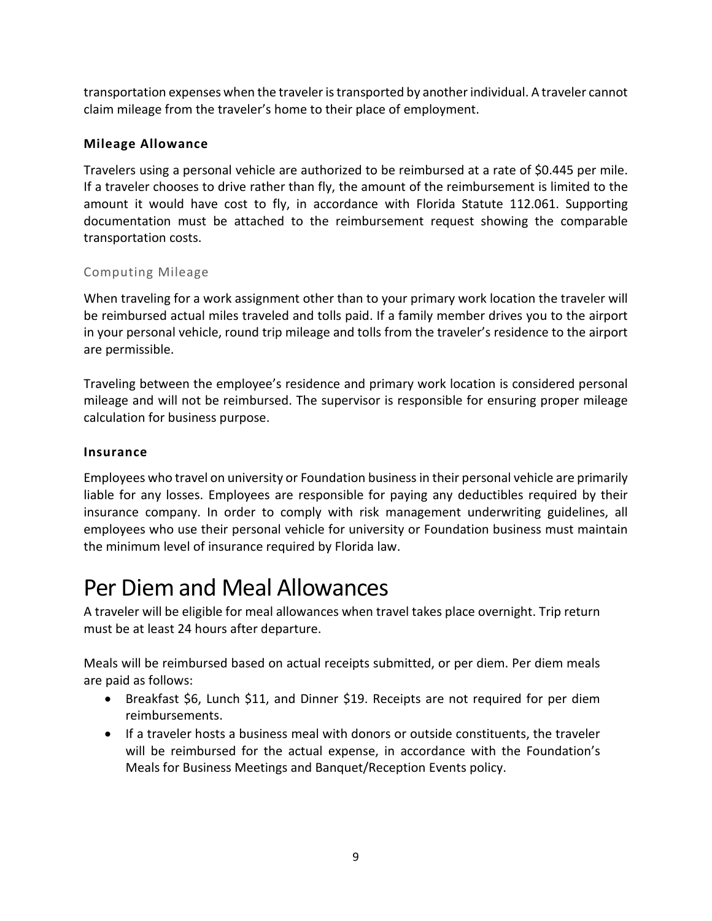transportation expenses when the traveler is transported by another individual. A traveler cannot claim mileage from the traveler's home to their place of employment.

### Mileage Allowance

Travelers using a personal vehicle are authorized to be reimbursed at a rate of $0.445 per mile. If a traveler chooses to drive rather than fly, the amount of the reimbursement is limited to the amount it would have cost to fly, in accordance with Florida Statute 112.061. Supporting documentation must be attached to the reimbursement request showing the comparable transportation costs.

#### Computing Mileage

When traveling for a work assignment other than to your primary work location the traveler will be reimbursed actual miles traveled and tolls paid. If a family member drives you to the airport in your personal vehicle, round trip mileage and tolls from the traveler's residence to the airport are permissible.

Traveling between the employee's residence and primary work location is considered personal mileage and will not be reimbursed. The supervisor is responsible for ensuring proper mileage calculation for business purpose.

### Insurance

Employees who travel on university or Foundation business in their personal vehicle are primarily liable for any losses. Employees are responsible for paying any deductibles required by their insurance company. In order to comply with risk management underwriting guidelines, all employees who use their personal vehicle for university or Foundation business must maintain the minimum level of insurance required by Florida law.

# Per Diem and Meal Allowances

A traveler will be eligible for meal allowances when travel takes place overnight. Trip return must be at least 24 hours after departure.

Meals will be reimbursed based on actual receipts submitted, or per diem. Per diem meals are paid as follows:

- Breakfast $6, Lunch $11, and Dinner $19. Receipts are not required for per diem reimbursements.
- If a traveler hosts a business meal with donors or outside constituents, the traveler will be reimbursed for the actual expense, in accordance with the Foundation's Meals for Business Meetings and Banquet/Reception Events policy.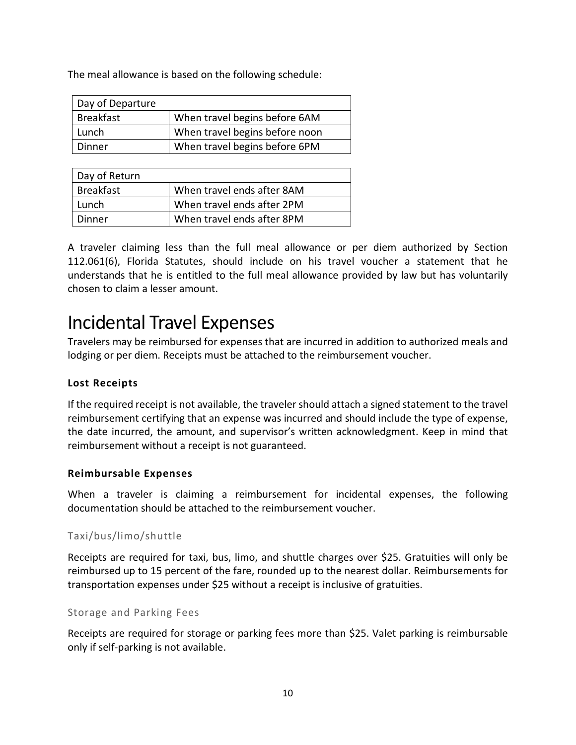The meal allowance is based on the following schedule:

| Day of Departure | |
|---|---|
| Breakfast | When travel begins before 6AM |
| Lunch | When travel begins before noon |
| Dinner | When travel begins before 6PM |

| Day of Return | |
|---|---|
| Breakfast | When travel ends after 8AM |
| Lunch | When travel ends after 2PM |
| Dinner | When travel ends after 8PM |

A traveler claiming less than the full meal allowance or per diem authorized by Section 112.061(6), Florida Statutes, should include on his travel voucher a statement that he understands that he is entitled to the full meal allowance provided by law but has voluntarily chosen to claim a lesser amount.

# Incidental Travel Expenses

Travelers may be reimbursed for expenses that are incurred in addition to authorized meals and lodging or per diem. Receipts must be attached to the reimbursement voucher.

### Lost Receipts

If the required receipt is not available, the traveler should attach a signed statement to the travel reimbursement certifying that an expense was incurred and should include the type of expense, the date incurred, the amount, and supervisor's written acknowledgment. Keep in mind that reimbursement without a receipt is not guaranteed.

### Reimbursable Expenses

When a traveler is claiming a reimbursement for incidental expenses, the following documentation should be attached to the reimbursement voucher.

#### Taxi/bus/limo/shuttle

Receipts are required for taxi, bus, limo, and shuttle charges over $25. Gratuities will only be reimbursed up to 15 percent of the fare, rounded up to the nearest dollar. Reimbursements for transportation expenses under $25 without a receipt is inclusive of gratuities.

#### Storage and Parking Fees

Receipts are required for storage or parking fees more than $25. Valet parking is reimbursable only if self-parking is not available.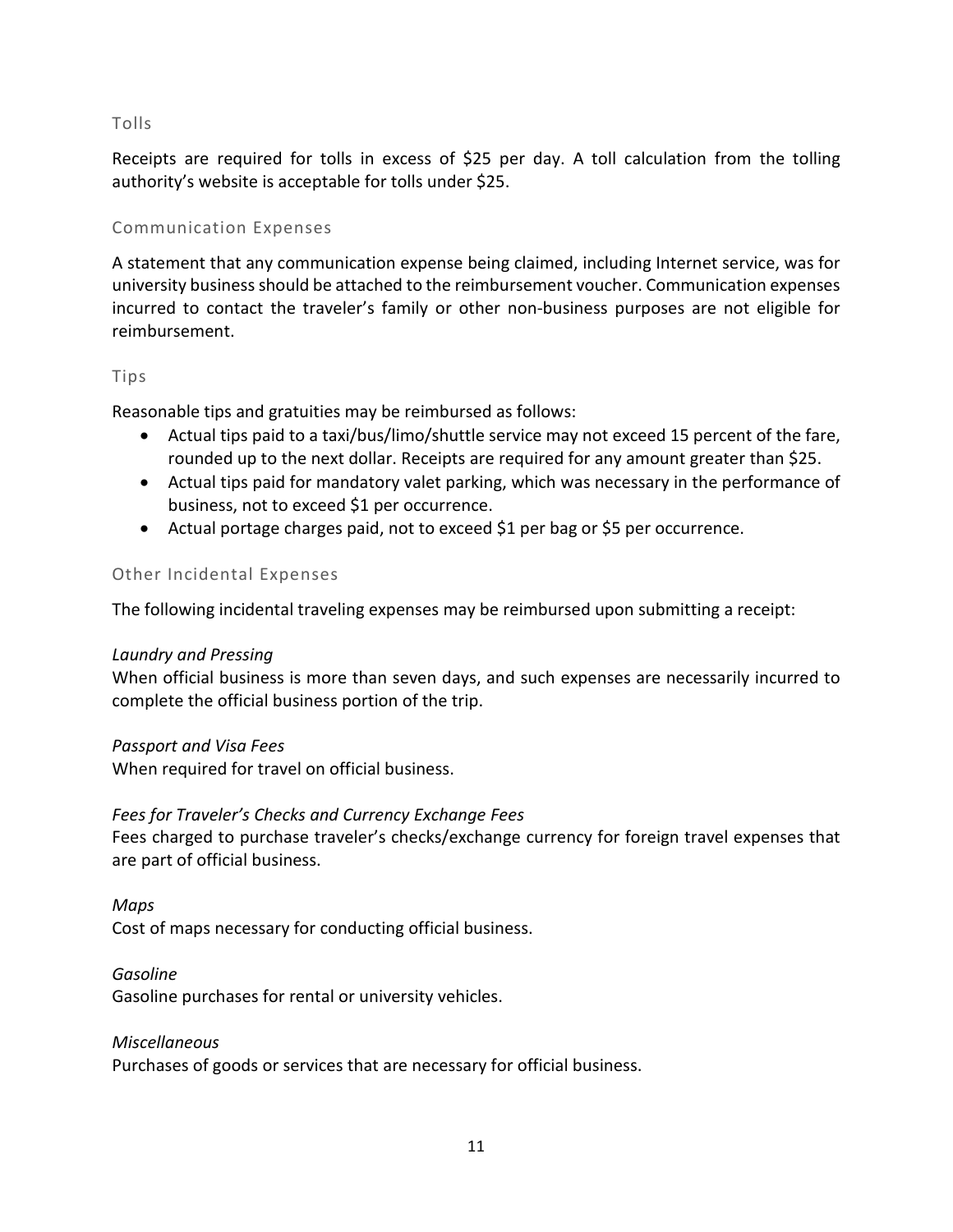### Tolls

Receipts are required for tolls in excess of $25 per day. A toll calculation from the tolling authority's website is acceptable for tolls under $25.

### Communication Expenses

A statement that any communication expense being claimed, including Internet service, was for university business should be attached to the reimbursement voucher. Communication expenses incurred to contact the traveler's family or other non-business purposes are not eligible for reimbursement.

### Tips

Reasonable tips and gratuities may be reimbursed as follows:

- Actual tips paid to a taxi/bus/limo/shuttle service may not exceed 15 percent of the fare, rounded up to the next dollar. Receipts are required for any amount greater than $25.
- Actual tips paid for mandatory valet parking, which was necessary in the performance of business, not to exceed $1 per occurrence.
- Actual portage charges paid, not to exceed $1 per bag or $5 per occurrence.

### Other Incidental Expenses

The following incidental traveling expenses may be reimbursed upon submitting a receipt:

*Laundry and Pressing*
When official business is more than seven days, and such expenses are necessarily incurred to complete the official business portion of the trip.

*Passport and Visa Fees*
When required for travel on official business.

*Fees for Traveler's Checks and Currency Exchange Fees*
Fees charged to purchase traveler's checks/exchange currency for foreign travel expenses that are part of official business.

*Maps*
Cost of maps necessary for conducting official business.

*Gasoline*
Gasoline purchases for rental or university vehicles.

*Miscellaneous*
Purchases of goods or services that are necessary for official business.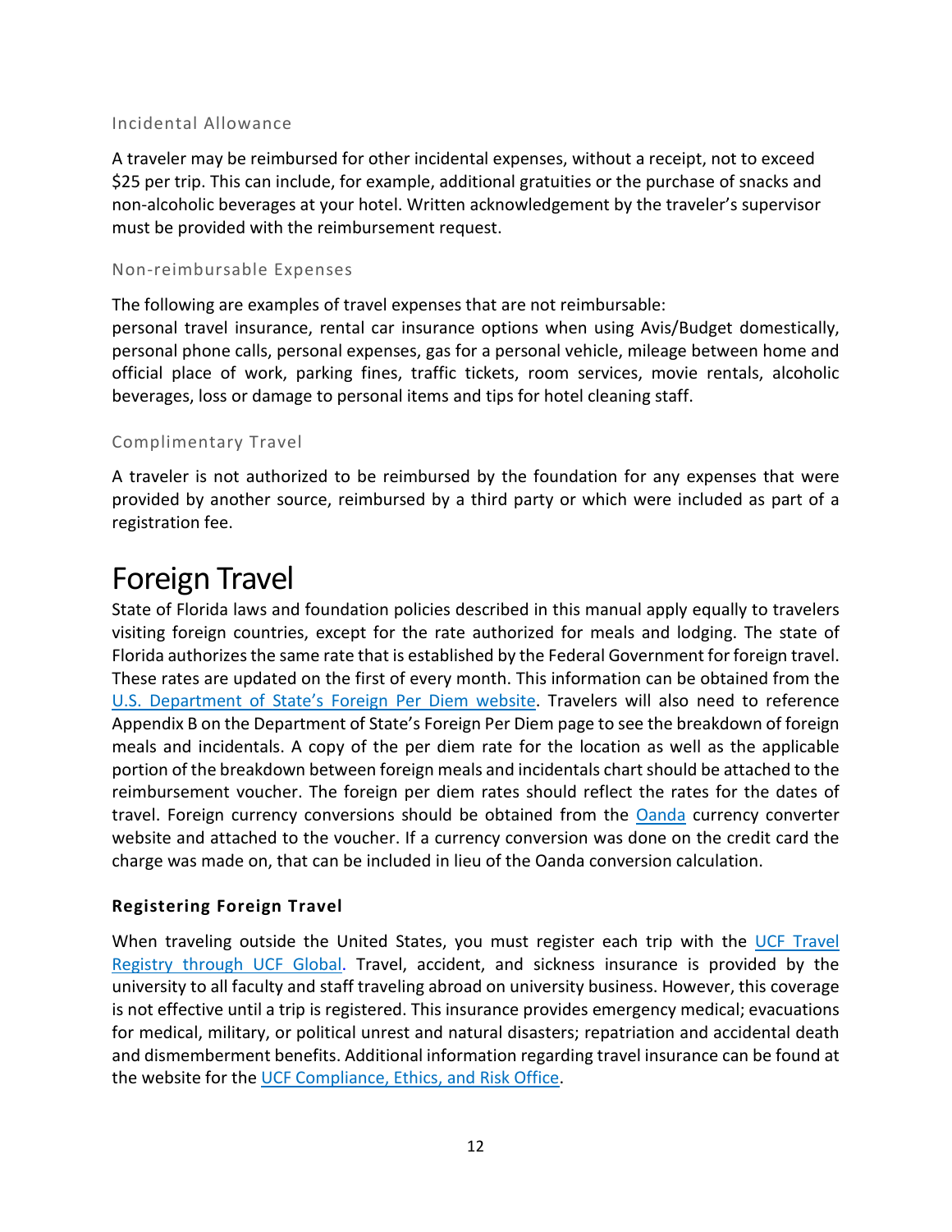### Incidental Allowance

A traveler may be reimbursed for other incidental expenses, without a receipt, not to exceed $25 per trip. This can include, for example, additional gratuities or the purchase of snacks and non-alcoholic beverages at your hotel. Written acknowledgement by the traveler's supervisor must be provided with the reimbursement request.

### Non-reimbursable Expenses

The following are examples of travel expenses that are not reimbursable:
personal travel insurance, rental car insurance options when using Avis/Budget domestically, personal phone calls, personal expenses, gas for a personal vehicle, mileage between home and official place of work, parking fines, traffic tickets, room services, movie rentals, alcoholic beverages, loss or damage to personal items and tips for hotel cleaning staff.

### Complimentary Travel

A traveler is not authorized to be reimbursed by the foundation for any expenses that were provided by another source, reimbursed by a third party or which were included as part of a registration fee.

# Foreign Travel

State of Florida laws and foundation policies described in this manual apply equally to travelers visiting foreign countries, except for the rate authorized for meals and lodging. The state of Florida authorizes the same rate that is established by the Federal Government for foreign travel. These rates are updated on the first of every month. This information can be obtained from the U.S. Department of State's Foreign Per Diem website. Travelers will also need to reference Appendix B on the Department of State's Foreign Per Diem page to see the breakdown of foreign meals and incidentals. A copy of the per diem rate for the location as well as the applicable portion of the breakdown between foreign meals and incidentals chart should be attached to the reimbursement voucher. The foreign per diem rates should reflect the rates for the dates of travel. Foreign currency conversions should be obtained from the Oanda currency converter website and attached to the voucher. If a currency conversion was done on the credit card the charge was made on, that can be included in lieu of the Oanda conversion calculation.

## Registering Foreign Travel

When traveling outside the United States, you must register each trip with the UCF Travel Registry through UCF Global. Travel, accident, and sickness insurance is provided by the university to all faculty and staff traveling abroad on university business. However, this coverage is not effective until a trip is registered. This insurance provides emergency medical; evacuations for medical, military, or political unrest and natural disasters; repatriation and accidental death and dismemberment benefits. Additional information regarding travel insurance can be found at the website for the UCF Compliance, Ethics, and Risk Office.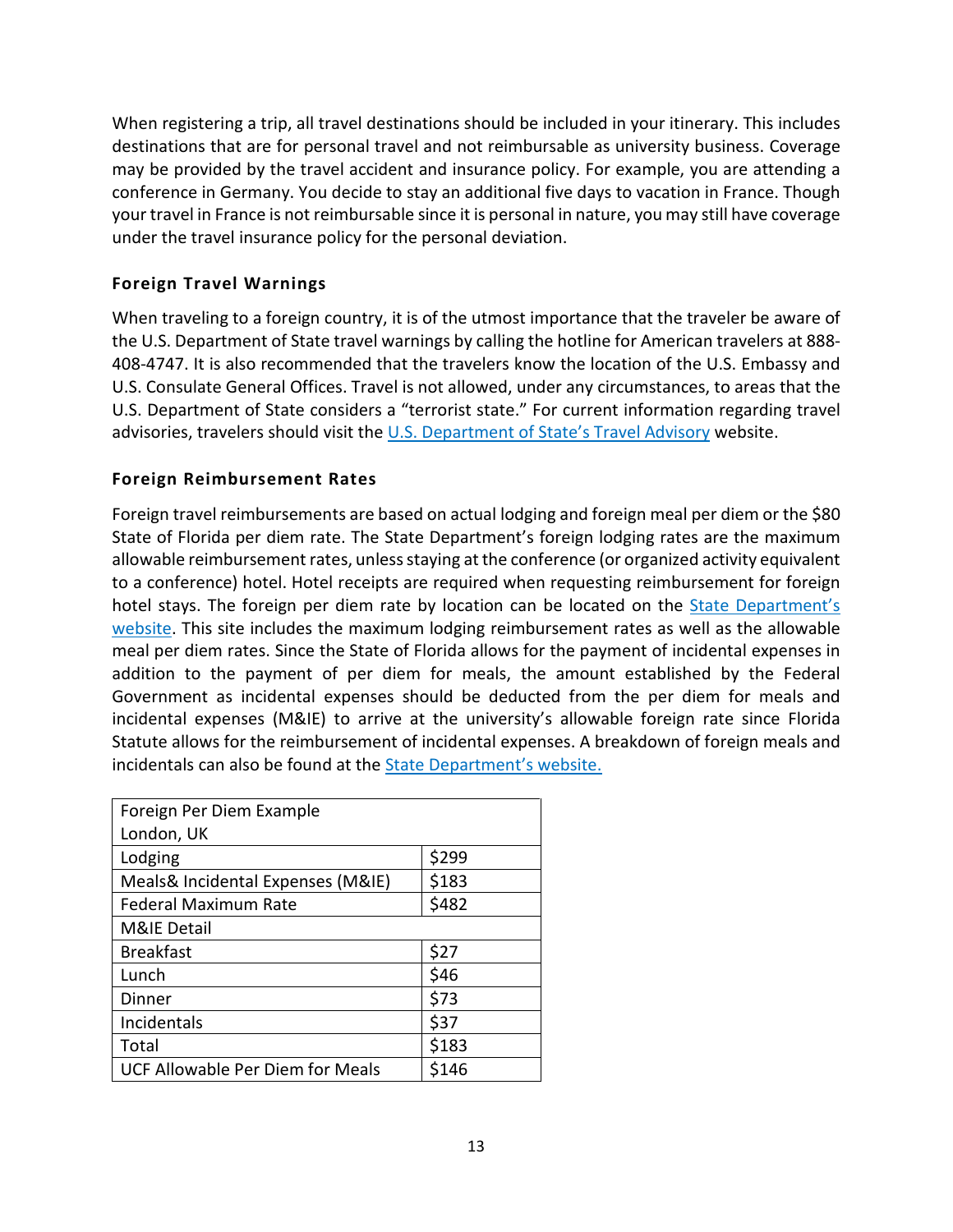When registering a trip, all travel destinations should be included in your itinerary. This includes destinations that are for personal travel and not reimbursable as university business. Coverage may be provided by the travel accident and insurance policy. For example, you are attending a conference in Germany. You decide to stay an additional five days to vacation in France. Though your travel in France is not reimbursable since it is personal in nature, you may still have coverage under the travel insurance policy for the personal deviation.

### Foreign Travel Warnings

When traveling to a foreign country, it is of the utmost importance that the traveler be aware of the U.S. Department of State travel warnings by calling the hotline for American travelers at 888-408-4747. It is also recommended that the travelers know the location of the U.S. Embassy and U.S. Consulate General Offices. Travel is not allowed, under any circumstances, to areas that the U.S. Department of State considers a "terrorist state." For current information regarding travel advisories, travelers should visit the U.S. Department of State's Travel Advisory website.

### Foreign Reimbursement Rates

Foreign travel reimbursements are based on actual lodging and foreign meal per diem or the $80 State of Florida per diem rate. The State Department's foreign lodging rates are the maximum allowable reimbursement rates, unless staying at the conference (or organized activity equivalent to a conference) hotel. Hotel receipts are required when requesting reimbursement for foreign hotel stays. The foreign per diem rate by location can be located on the State Department's website. This site includes the maximum lodging reimbursement rates as well as the allowable meal per diem rates. Since the State of Florida allows for the payment of incidental expenses in addition to the payment of per diem for meals, the amount established by the Federal Government as incidental expenses should be deducted from the per diem for meals and incidental expenses (M&IE) to arrive at the university's allowable foreign rate since Florida Statute allows for the reimbursement of incidental expenses. A breakdown of foreign meals and incidentals can also be found at the State Department's website.

| Foreign Per Diem Example London, UK | |
|---|---|
| Lodging | $299 |
| Meals& Incidental Expenses (M&IE) | $183 |
| Federal Maximum Rate | $482 |
| M&IE Detail | |
| Breakfast | $27 |
| Lunch | $46 |
| Dinner | $73 |
| Incidentals | $37 |
| Total | $183 |
| UCF Allowable Per Diem for Meals | $146 |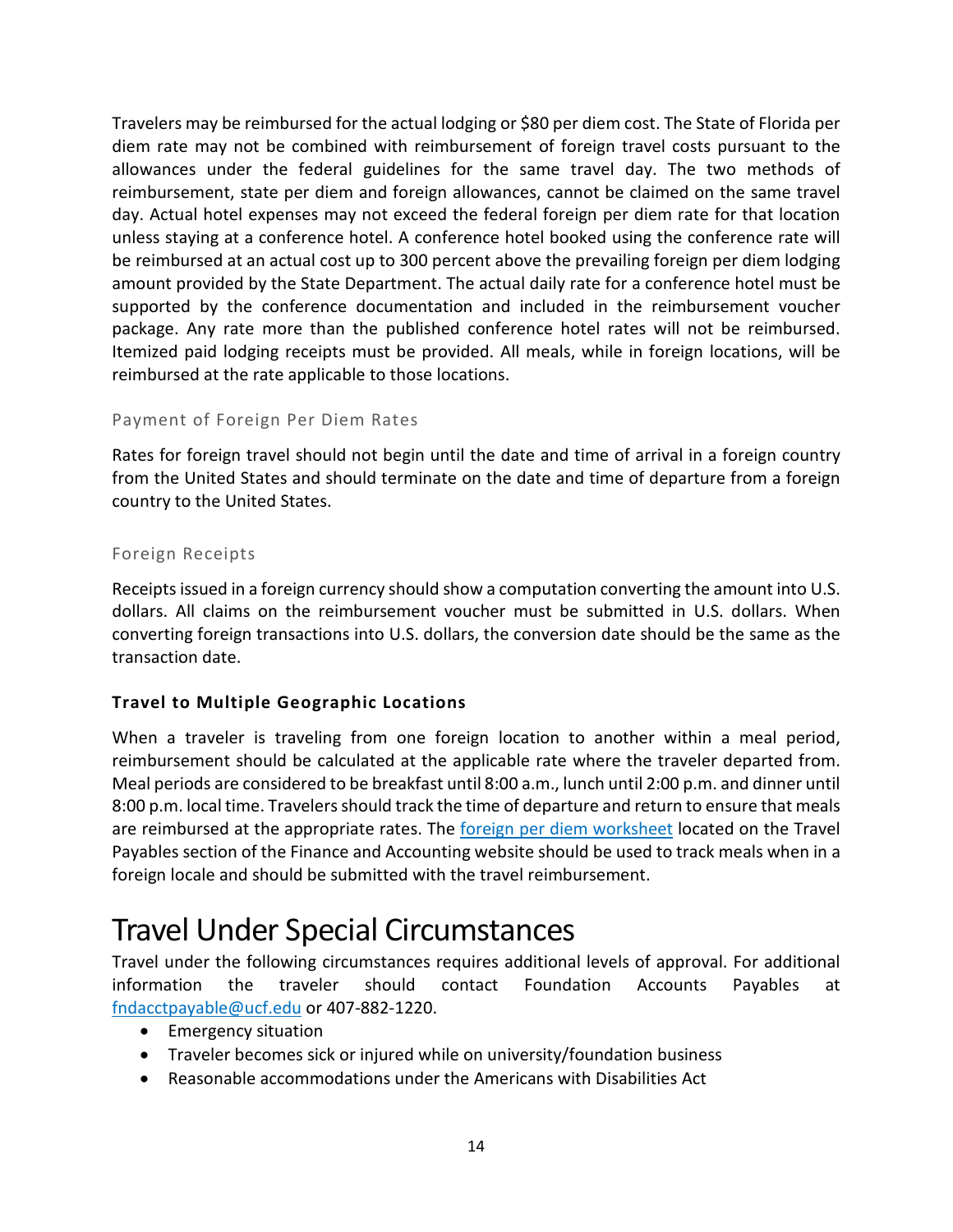Travelers may be reimbursed for the actual lodging or $80 per diem cost. The State of Florida per diem rate may not be combined with reimbursement of foreign travel costs pursuant to the allowances under the federal guidelines for the same travel day. The two methods of reimbursement, state per diem and foreign allowances, cannot be claimed on the same travel day. Actual hotel expenses may not exceed the federal foreign per diem rate for that location unless staying at a conference hotel. A conference hotel booked using the conference rate will be reimbursed at an actual cost up to 300 percent above the prevailing foreign per diem lodging amount provided by the State Department. The actual daily rate for a conference hotel must be supported by the conference documentation and included in the reimbursement voucher package. Any rate more than the published conference hotel rates will not be reimbursed. Itemized paid lodging receipts must be provided. All meals, while in foreign locations, will be reimbursed at the rate applicable to those locations.

#### Payment of Foreign Per Diem Rates

Rates for foreign travel should not begin until the date and time of arrival in a foreign country from the United States and should terminate on the date and time of departure from a foreign country to the United States.

#### Foreign Receipts

Receipts issued in a foreign currency should show a computation converting the amount into U.S. dollars. All claims on the reimbursement voucher must be submitted in U.S. dollars. When converting foreign transactions into U.S. dollars, the conversion date should be the same as the transaction date.

### Travel to Multiple Geographic Locations

When a traveler is traveling from one foreign location to another within a meal period, reimbursement should be calculated at the applicable rate where the traveler departed from. Meal periods are considered to be breakfast until 8:00 a.m., lunch until 2:00 p.m. and dinner until 8:00 p.m. local time. Travelers should track the time of departure and return to ensure that meals are reimbursed at the appropriate rates. The foreign per diem worksheet located on the Travel Payables section of the Finance and Accounting website should be used to track meals when in a foreign locale and should be submitted with the travel reimbursement.

# Travel Under Special Circumstances

Travel under the following circumstances requires additional levels of approval. For additional information the traveler should contact Foundation Accounts Payables at fndacctpayable@ucf.edu or 407-882-1220.

- Emergency situation
- Traveler becomes sick or injured while on university/foundation business
- Reasonable accommodations under the Americans with Disabilities Act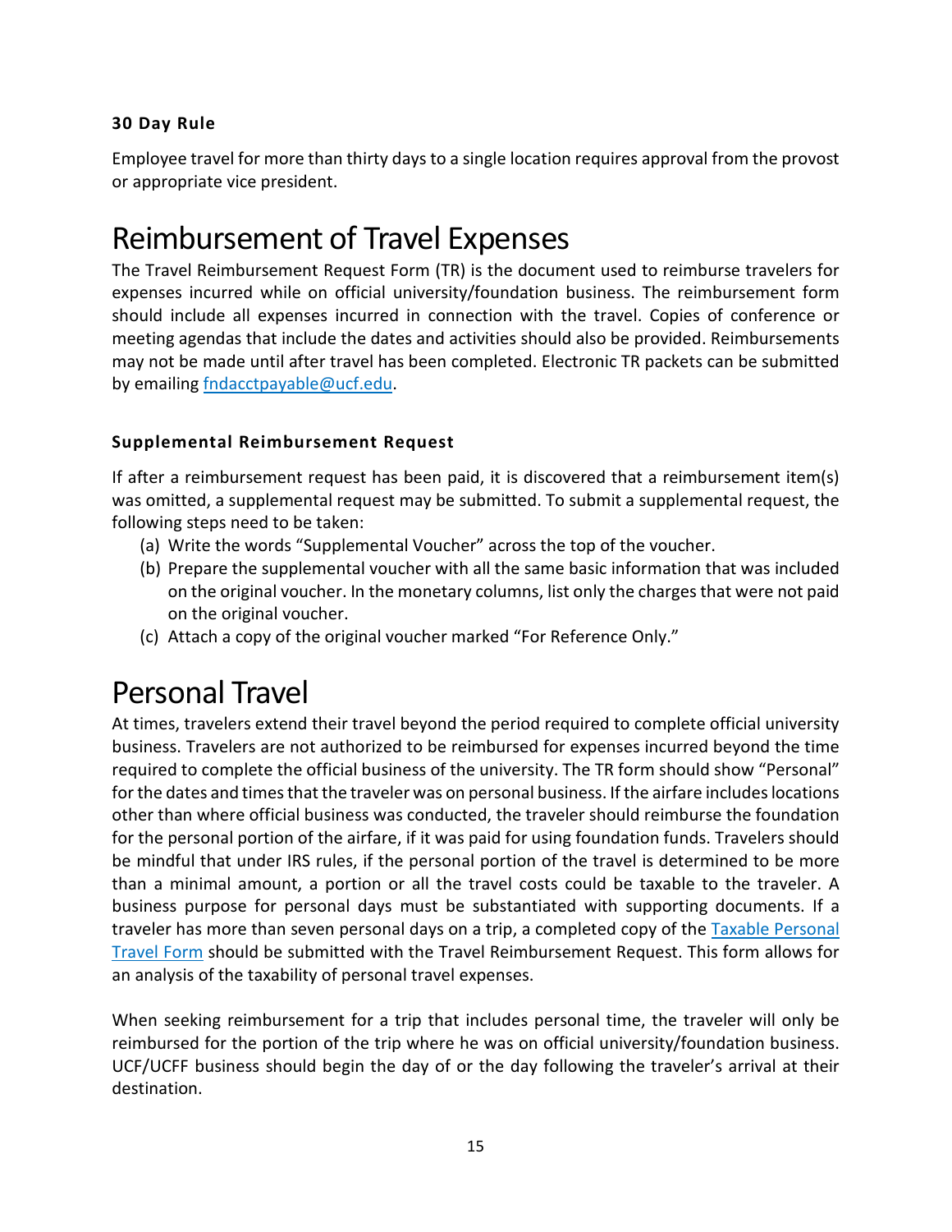### 30 Day Rule

Employee travel for more than thirty days to a single location requires approval from the provost or appropriate vice president.

# Reimbursement of Travel Expenses

The Travel Reimbursement Request Form (TR) is the document used to reimburse travelers for expenses incurred while on official university/foundation business. The reimbursement form should include all expenses incurred in connection with the travel. Copies of conference or meeting agendas that include the dates and activities should also be provided. Reimbursements may not be made until after travel has been completed. Electronic TR packets can be submitted by emailing fndacctpayable@ucf.edu.

### Supplemental Reimbursement Request

If after a reimbursement request has been paid, it is discovered that a reimbursement item(s) was omitted, a supplemental request may be submitted. To submit a supplemental request, the following steps need to be taken:

(a) Write the words "Supplemental Voucher" across the top of the voucher.
(b) Prepare the supplemental voucher with all the same basic information that was included on the original voucher. In the monetary columns, list only the charges that were not paid on the original voucher.
(c) Attach a copy of the original voucher marked "For Reference Only."

# Personal Travel

At times, travelers extend their travel beyond the period required to complete official university business. Travelers are not authorized to be reimbursed for expenses incurred beyond the time required to complete the official business of the university. The TR form should show "Personal" for the dates and times that the traveler was on personal business. If the airfare includes locations other than where official business was conducted, the traveler should reimburse the foundation for the personal portion of the airfare, if it was paid for using foundation funds. Travelers should be mindful that under IRS rules, if the personal portion of the travel is determined to be more than a minimal amount, a portion or all the travel costs could be taxable to the traveler. A business purpose for personal days must be substantiated with supporting documents. If a traveler has more than seven personal days on a trip, a completed copy of the Taxable Personal Travel Form should be submitted with the Travel Reimbursement Request. This form allows for an analysis of the taxability of personal travel expenses.

When seeking reimbursement for a trip that includes personal time, the traveler will only be reimbursed for the portion of the trip where he was on official university/foundation business. UCF/UCFF business should begin the day of or the day following the traveler's arrival at their destination.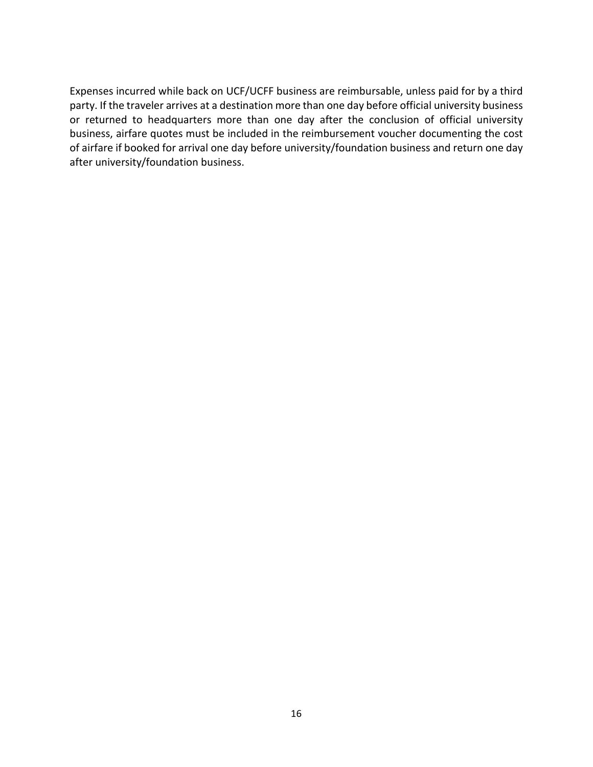Expenses incurred while back on UCF/UCFF business are reimbursable, unless paid for by a third party. If the traveler arrives at a destination more than one day before official university business or returned to headquarters more than one day after the conclusion of official university business, airfare quotes must be included in the reimbursement voucher documenting the cost of airfare if booked for arrival one day before university/foundation business and return one day after university/foundation business.